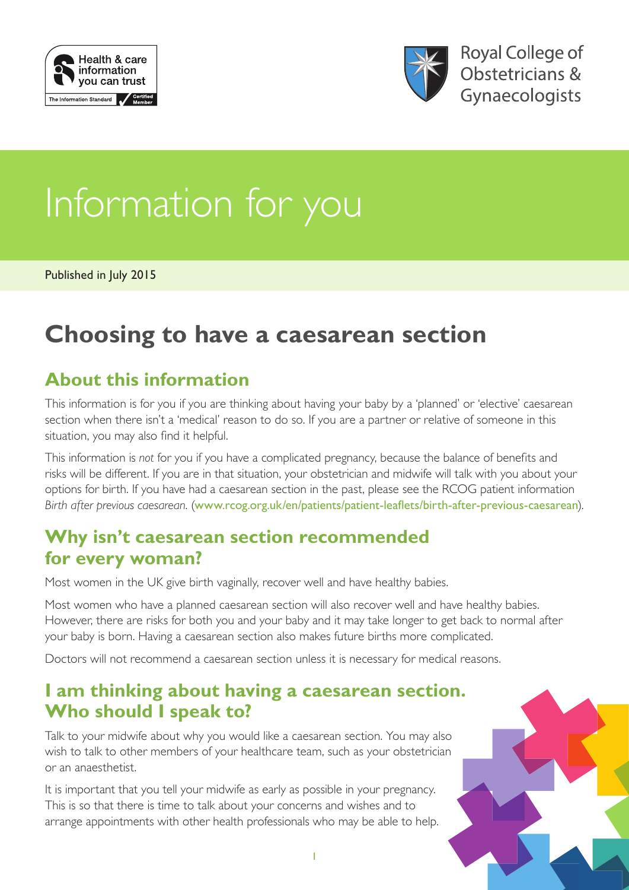Health & care information you can trust

The Information Standard Certified Member

Royal College of Obstetricians & Gynaecologists

# Information for you

Published in July 2015

# Choosing to have a caesarean section

## About this information

This information is for you if you are thinking about having your baby by a 'planned' or 'elective' caesarean section when there isn't a 'medical' reason to do so. If you are a partner or relative of someone in this situation, you may also find it helpful.

This information is *not* for you if you have a complicated pregnancy, because the balance of benefits and risks will be different. If you are in that situation, your obstetrician and midwife will talk with you about your options for birth. If you have had a caesarean section in the past, please see the RCOG patient information *Birth after previous caesarean.* (www.rcog.org.uk/en/patients/patient-leaflets/birth-after-previous-caesarean).

## Why isn't caesarean section recommended for every woman?

Most women in the UK give birth vaginally, recover well and have healthy babies.

Most women who have a planned caesarean section will also recover well and have healthy babies. However, there are risks for both you and your baby and it may take longer to get back to normal after your baby is born. Having a caesarean section also makes future births more complicated.

Doctors will not recommend a caesarean section unless it is necessary for medical reasons.

## I am thinking about having a caesarean section. Who should I speak to?

Talk to your midwife about why you would like a caesarean section. You may also wish to talk to other members of your healthcare team, such as your obstetrician or an anaesthetist.

It is important that you tell your midwife as early as possible in your pregnancy. This is so that there is time to talk about your concerns and wishes and to arrange appointments with other health professionals who may be able to help.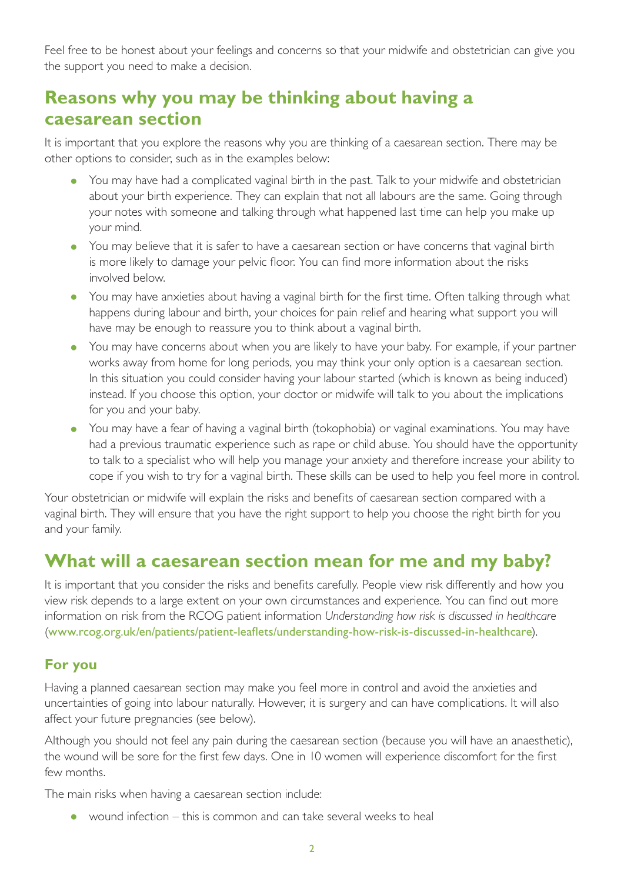Feel free to be honest about your feelings and concerns so that your midwife and obstetrician can give you the support you need to make a decision.

## Reasons why you may be thinking about having a caesarean section

It is important that you explore the reasons why you are thinking of a caesarean section. There may be other options to consider, such as in the examples below:

- You may have had a complicated vaginal birth in the past. Talk to your midwife and obstetrician about your birth experience. They can explain that not all labours are the same. Going through your notes with someone and talking through what happened last time can help you make up your mind.
- You may believe that it is safer to have a caesarean section or have concerns that vaginal birth is more likely to damage your pelvic floor. You can find more information about the risks involved below.
- You may have anxieties about having a vaginal birth for the first time. Often talking through what happens during labour and birth, your choices for pain relief and hearing what support you will have may be enough to reassure you to think about a vaginal birth.
- You may have concerns about when you are likely to have your baby. For example, if your partner works away from home for long periods, you may think your only option is a caesarean section. In this situation you could consider having your labour started (which is known as being induced) instead. If you choose this option, your doctor or midwife will talk to you about the implications for you and your baby.
- You may have a fear of having a vaginal birth (tokophobia) or vaginal examinations. You may have had a previous traumatic experience such as rape or child abuse. You should have the opportunity to talk to a specialist who will help you manage your anxiety and therefore increase your ability to cope if you wish to try for a vaginal birth. These skills can be used to help you feel more in control.

Your obstetrician or midwife will explain the risks and benefits of caesarean section compared with a vaginal birth. They will ensure that you have the right support to help you choose the right birth for you and your family.

## What will a caesarean section mean for me and my baby?

It is important that you consider the risks and benefits carefully. People view risk differently and how you view risk depends to a large extent on your own circumstances and experience. You can find out more information on risk from the RCOG patient information *Understanding how risk is discussed in healthcare* (www.rcog.org.uk/en/patients/patient-leaflets/understanding-how-risk-is-discussed-in-healthcare).

### For you

Having a planned caesarean section may make you feel more in control and avoid the anxieties and uncertainties of going into labour naturally. However, it is surgery and can have complications. It will also affect your future pregnancies (see below).

Although you should not feel any pain during the caesarean section (because you will have an anaesthetic), the wound will be sore for the first few days. One in 10 women will experience discomfort for the first few months.

The main risks when having a caesarean section include:

- wound infection – this is common and can take several weeks to heal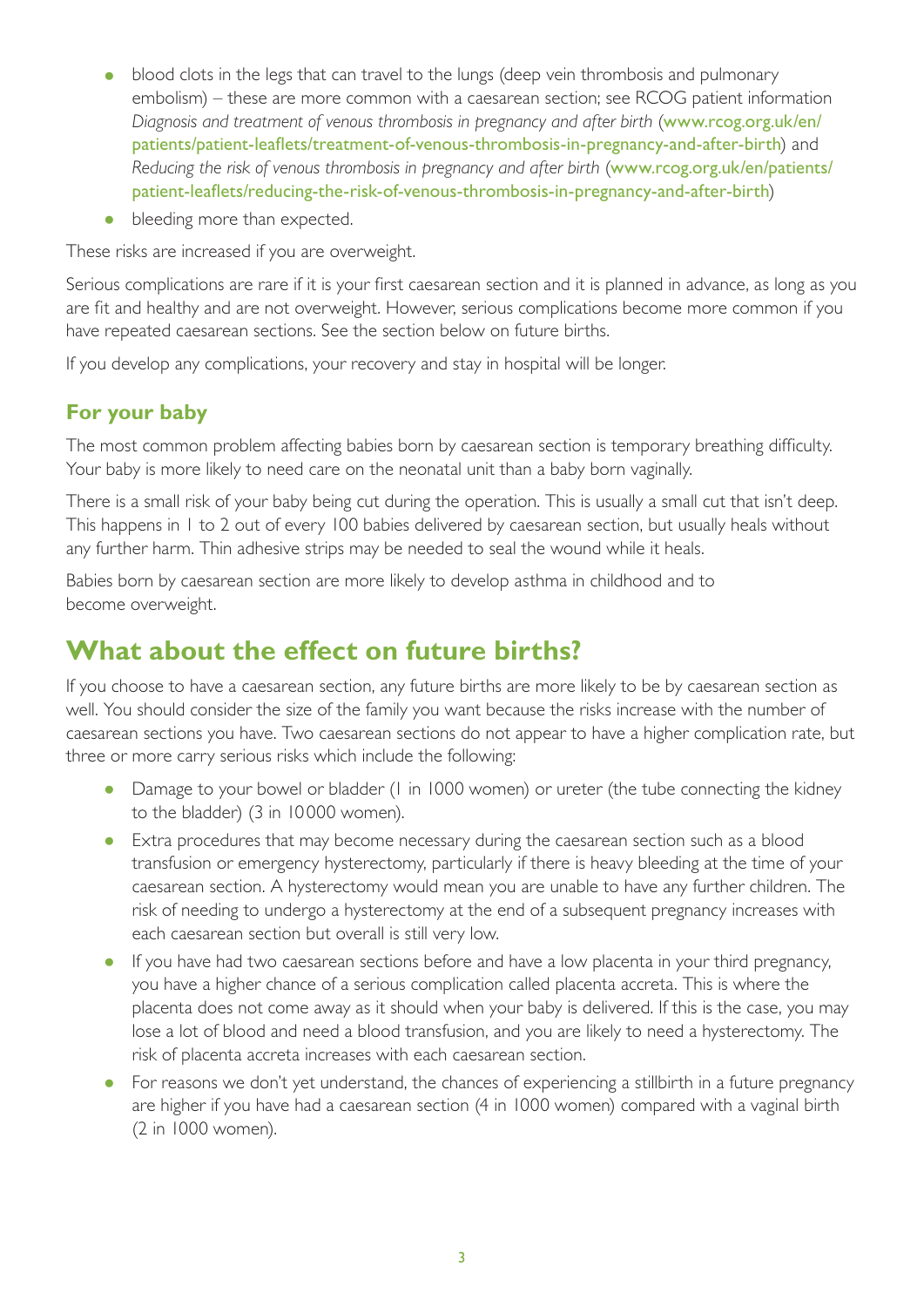- blood clots in the legs that can travel to the lungs (deep vein thrombosis and pulmonary embolism) – these are more common with a caesarean section; see RCOG patient information *Diagnosis and treatment of venous thrombosis in pregnancy and after birth* (www.rcog.org.uk/en/patients/patient-leaflets/treatment-of-venous-thrombosis-in-pregnancy-and-after-birth) and *Reducing the risk of venous thrombosis in pregnancy and after birth* (www.rcog.org.uk/en/patients/patient-leaflets/reducing-the-risk-of-venous-thrombosis-in-pregnancy-and-after-birth)
- bleeding more than expected.

These risks are increased if you are overweight.

Serious complications are rare if it is your first caesarean section and it is planned in advance, as long as you are fit and healthy and are not overweight. However, serious complications become more common if you have repeated caesarean sections. See the section below on future births.

If you develop any complications, your recovery and stay in hospital will be longer.

### For your baby

The most common problem affecting babies born by caesarean section is temporary breathing difficulty. Your baby is more likely to need care on the neonatal unit than a baby born vaginally.

There is a small risk of your baby being cut during the operation. This is usually a small cut that isn't deep. This happens in 1 to 2 out of every 100 babies delivered by caesarean section, but usually heals without any further harm. Thin adhesive strips may be needed to seal the wound while it heals.

Babies born by caesarean section are more likely to develop asthma in childhood and to become overweight.

## What about the effect on future births?

If you choose to have a caesarean section, any future births are more likely to be by caesarean section as well. You should consider the size of the family you want because the risks increase with the number of caesarean sections you have. Two caesarean sections do not appear to have a higher complication rate, but three or more carry serious risks which include the following:

- Damage to your bowel or bladder (1 in 1000 women) or ureter (the tube connecting the kidney to the bladder) (3 in 10000 women).
- Extra procedures that may become necessary during the caesarean section such as a blood transfusion or emergency hysterectomy, particularly if there is heavy bleeding at the time of your caesarean section. A hysterectomy would mean you are unable to have any further children. The risk of needing to undergo a hysterectomy at the end of a subsequent pregnancy increases with each caesarean section but overall is still very low.
- If you have had two caesarean sections before and have a low placenta in your third pregnancy, you have a higher chance of a serious complication called placenta accreta. This is where the placenta does not come away as it should when your baby is delivered. If this is the case, you may lose a lot of blood and need a blood transfusion, and you are likely to need a hysterectomy. The risk of placenta accreta increases with each caesarean section.
- For reasons we don't yet understand, the chances of experiencing a stillbirth in a future pregnancy are higher if you have had a caesarean section (4 in 1000 women) compared with a vaginal birth (2 in 1000 women).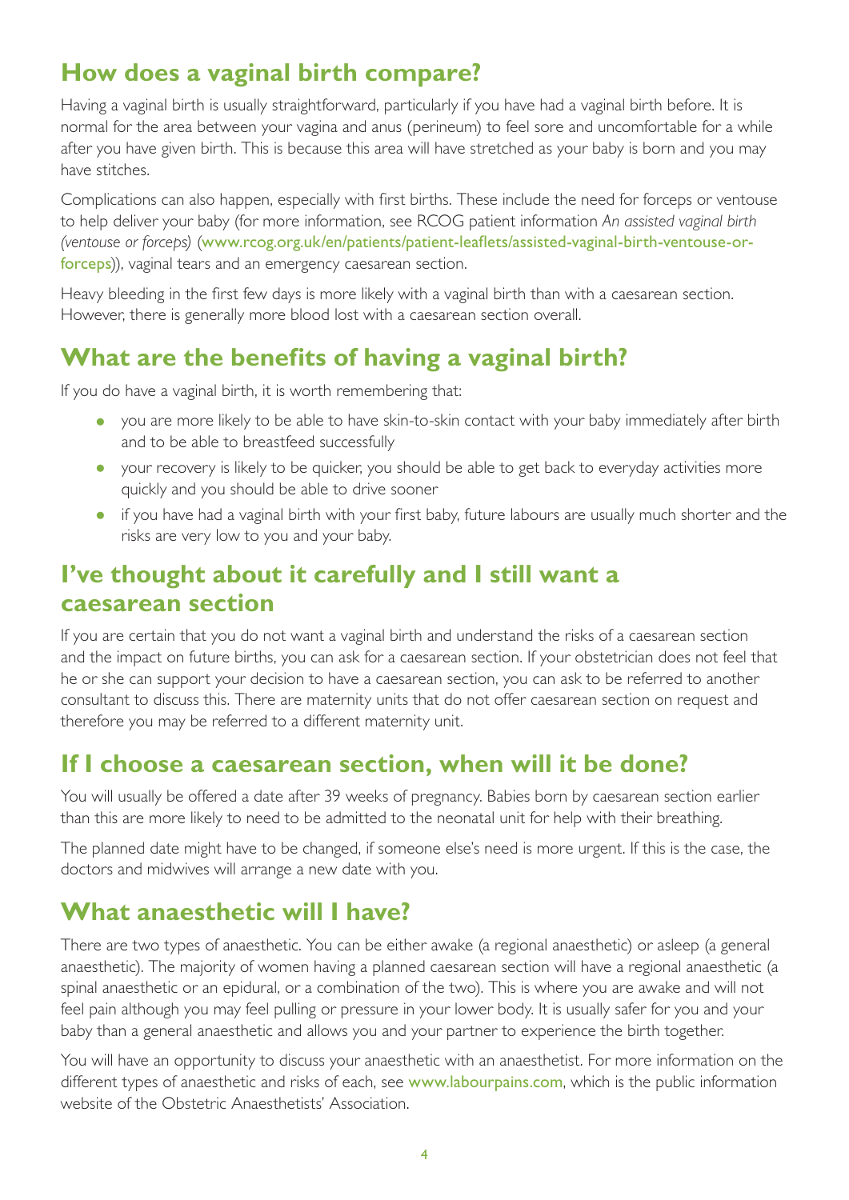## How does a vaginal birth compare?

Having a vaginal birth is usually straightforward, particularly if you have had a vaginal birth before. It is normal for the area between your vagina and anus (perineum) to feel sore and uncomfortable for a while after you have given birth. This is because this area will have stretched as your baby is born and you may have stitches.

Complications can also happen, especially with first births. These include the need for forceps or ventouse to help deliver your baby (for more information, see RCOG patient information *An assisted vaginal birth (ventouse or forceps)* (www.rcog.org.uk/en/patients/patient-leaflets/assisted-vaginal-birth-ventouse-or-forceps)), vaginal tears and an emergency caesarean section.

Heavy bleeding in the first few days is more likely with a vaginal birth than with a caesarean section. However, there is generally more blood lost with a caesarean section overall.

## What are the benefits of having a vaginal birth?

If you do have a vaginal birth, it is worth remembering that:

- you are more likely to be able to have skin-to-skin contact with your baby immediately after birth and to be able to breastfeed successfully
- your recovery is likely to be quicker, you should be able to get back to everyday activities more quickly and you should be able to drive sooner
- if you have had a vaginal birth with your first baby, future labours are usually much shorter and the risks are very low to you and your baby.

## I've thought about it carefully and I still want a caesarean section

If you are certain that you do not want a vaginal birth and understand the risks of a caesarean section and the impact on future births, you can ask for a caesarean section. If your obstetrician does not feel that he or she can support your decision to have a caesarean section, you can ask to be referred to another consultant to discuss this. There are maternity units that do not offer caesarean section on request and therefore you may be referred to a different maternity unit.

## If I choose a caesarean section, when will it be done?

You will usually be offered a date after 39 weeks of pregnancy. Babies born by caesarean section earlier than this are more likely to need to be admitted to the neonatal unit for help with their breathing.

The planned date might have to be changed, if someone else's need is more urgent. If this is the case, the doctors and midwives will arrange a new date with you.

## What anaesthetic will I have?

There are two types of anaesthetic. You can be either awake (a regional anaesthetic) or asleep (a general anaesthetic). The majority of women having a planned caesarean section will have a regional anaesthetic (a spinal anaesthetic or an epidural, or a combination of the two). This is where you are awake and will not feel pain although you may feel pulling or pressure in your lower body. It is usually safer for you and your baby than a general anaesthetic and allows you and your partner to experience the birth together.

You will have an opportunity to discuss your anaesthetic with an anaesthetist. For more information on the different types of anaesthetic and risks of each, see www.labourpains.com, which is the public information website of the Obstetric Anaesthetists' Association.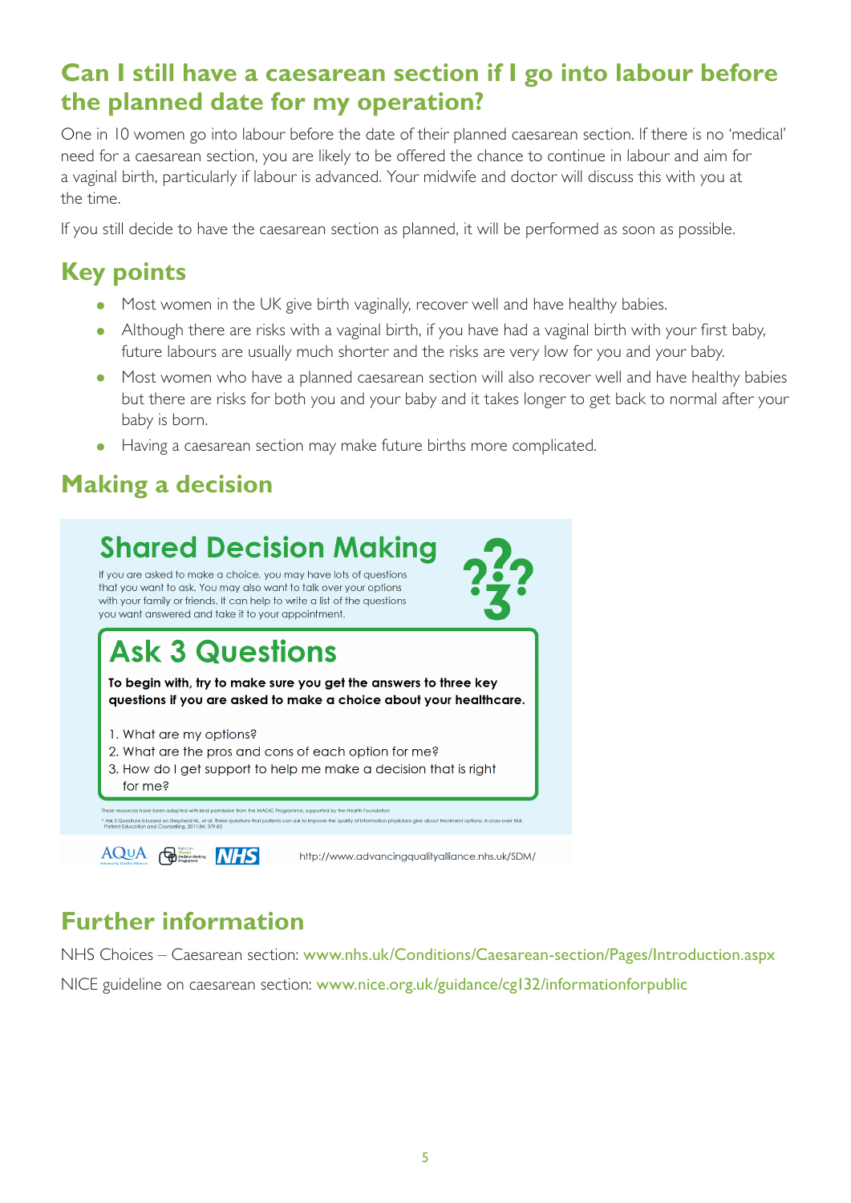## Can I still have a caesarean section if I go into labour before the planned date for my operation?

One in 10 women go into labour before the date of their planned caesarean section. If there is no 'medical' need for a caesarean section, you are likely to be offered the chance to continue in labour and aim for a vaginal birth, particularly if labour is advanced. Your midwife and doctor will discuss this with you at the time.

If you still decide to have the caesarean section as planned, it will be performed as soon as possible.

## Key points

- Most women in the UK give birth vaginally, recover well and have healthy babies.
- Although there are risks with a vaginal birth, if you have had a vaginal birth with your first baby, future labours are usually much shorter and the risks are very low for you and your baby.
- Most women who have a planned caesarean section will also recover well and have healthy babies but there are risks for both you and your baby and it takes longer to get back to normal after your baby is born.
- Having a caesarean section may make future births more complicated.

## Making a decision

### Shared Decision Making

If you are asked to make a choice, you may have lots of questions that you want to ask. You may also want to talk over your options with your family or friends. It can help to write a list of the questions you want answered and take it to your appointment.

### Ask 3 Questions

**To begin with, try to make sure you get the answers to three key questions if you are asked to make a choice about your healthcare.**

1. What are my options?
2. What are the pros and cons of each option for me?
3. How do I get support to help me make a decision that is right for me?

These resources have been adapted with kind permission from the MAGIC Programme, supported by the Health Foundation

* Ask 3 Questions is based on Shepherd HL, et al. Three questions that patients can ask to improve the quality of information physicians give about treatment options: A cross-over trial. Patient Education and Counseling, 2011;84: 379-85

AQuA | Shared Decision Making Programme | NHS

http://www.advancingqualityalliance.nhs.uk/SDM/

## Further information

NHS Choices – Caesarean section: www.nhs.uk/Conditions/Caesarean-section/Pages/Introduction.aspx

NICE guideline on caesarean section: www.nice.org.uk/guidance/cg132/informationforpublic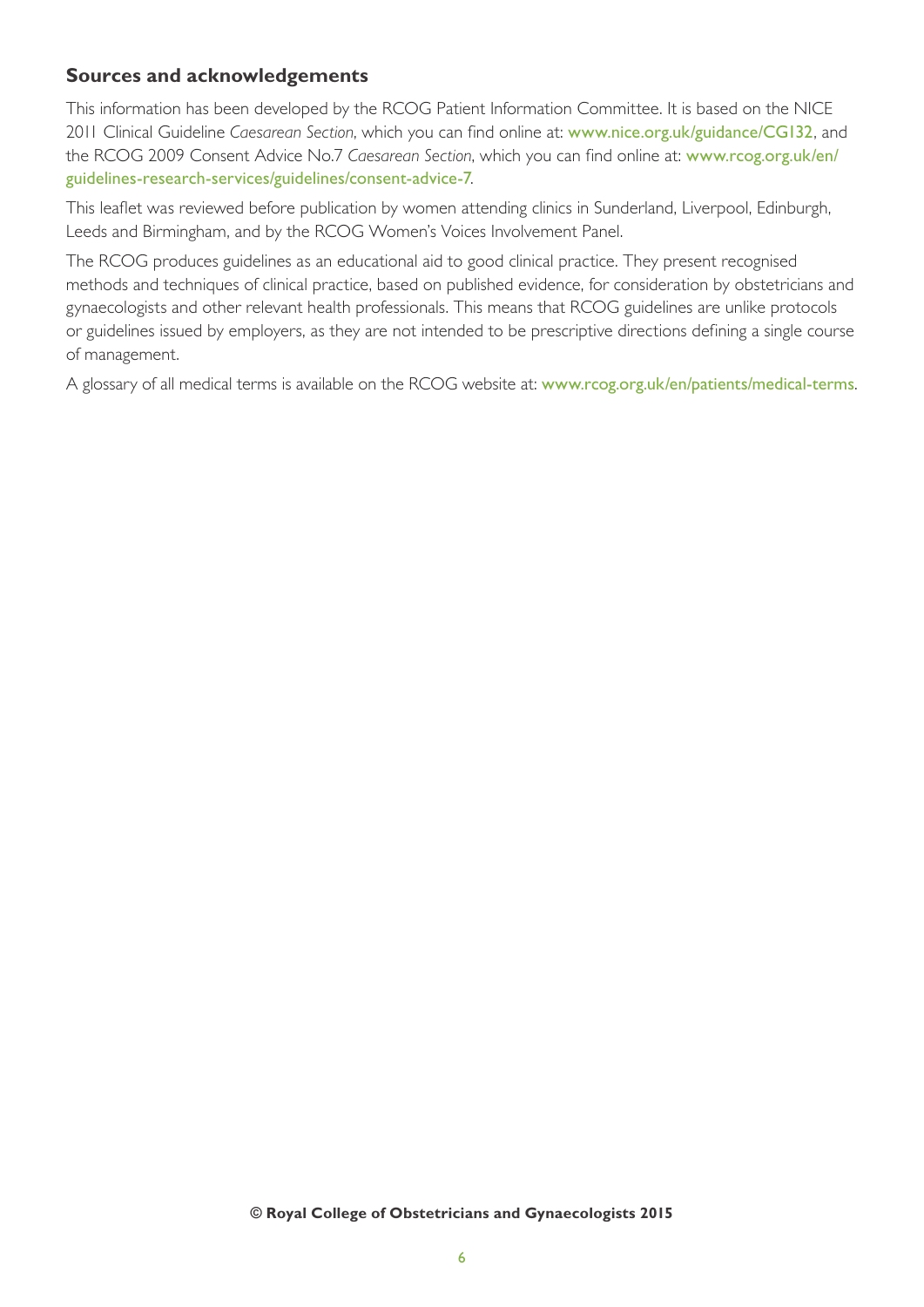## Sources and acknowledgements

This information has been developed by the RCOG Patient Information Committee. It is based on the NICE 2011 Clinical Guideline *Caesarean Section*, which you can find online at: www.nice.org.uk/guidance/CG132, and the RCOG 2009 Consent Advice No.7 *Caesarean Section*, which you can find online at: www.rcog.org.uk/en/guidelines-research-services/guidelines/consent-advice-7.

This leaflet was reviewed before publication by women attending clinics in Sunderland, Liverpool, Edinburgh, Leeds and Birmingham, and by the RCOG Women's Voices Involvement Panel.

The RCOG produces guidelines as an educational aid to good clinical practice. They present recognised methods and techniques of clinical practice, based on published evidence, for consideration by obstetricians and gynaecologists and other relevant health professionals. This means that RCOG guidelines are unlike protocols or guidelines issued by employers, as they are not intended to be prescriptive directions defining a single course of management.

A glossary of all medical terms is available on the RCOG website at: www.rcog.org.uk/en/patients/medical-terms.

**© Royal College of Obstetricians and Gynaecologists 2015**